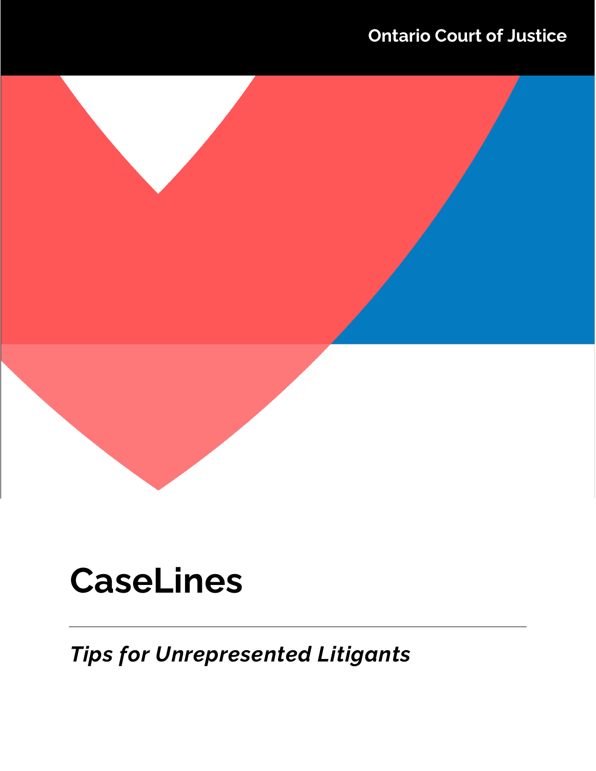Ontario Court of Justice

# CaseLines

*Tips for Unrepresented Litigants*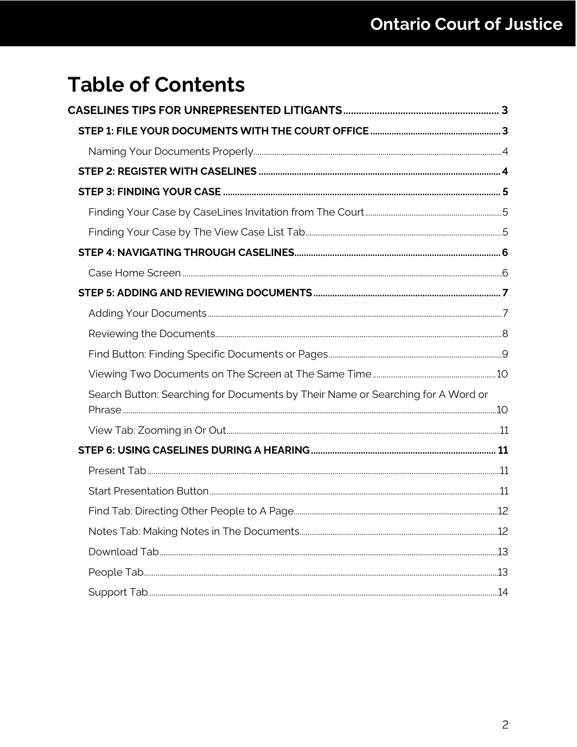# Table of Contents

**CASELINES TIPS FOR UNREPRESENTED LITIGANTS** ............ 3

- **STEP 1: FILE YOUR DOCUMENTS WITH THE COURT OFFICE** ............ 3
  - Naming Your Documents Properly ............ 4
- **STEP 2: REGISTER WITH CASELINES** ............ 4
- **STEP 3: FINDING YOUR CASE** ............ 5
  - Finding Your Case by CaseLines Invitation from The Court ............ 5
  - Finding Your Case by The View Case List Tab ............ 5
- **STEP 4: NAVIGATING THROUGH CASELINES** ............ 6
  - Case Home Screen ............ 6
- **STEP 5: ADDING AND REVIEWING DOCUMENTS** ............ 7
  - Adding Your Documents ............ 7
  - Reviewing the Documents ............ 8
  - Find Button: Finding Specific Documents or Pages ............ 9
  - Viewing Two Documents on The Screen at The Same Time ............ 10
  - Search Button: Searching for Documents by Their Name or Searching for A Word or Phrase ............ 10
  - View Tab: Zooming in Or Out ............ 11
- **STEP 6: USING CASELINES DURING A HEARING** ............ 11
  - Present Tab ............ 11
  - Start Presentation Button ............ 11
  - Find Tab: Directing Other People to A Page ............ 12
  - Notes Tab: Making Notes in The Documents ............ 12
  - Download Tab ............ 13
  - People Tab ............ 13
  - Support Tab ............ 14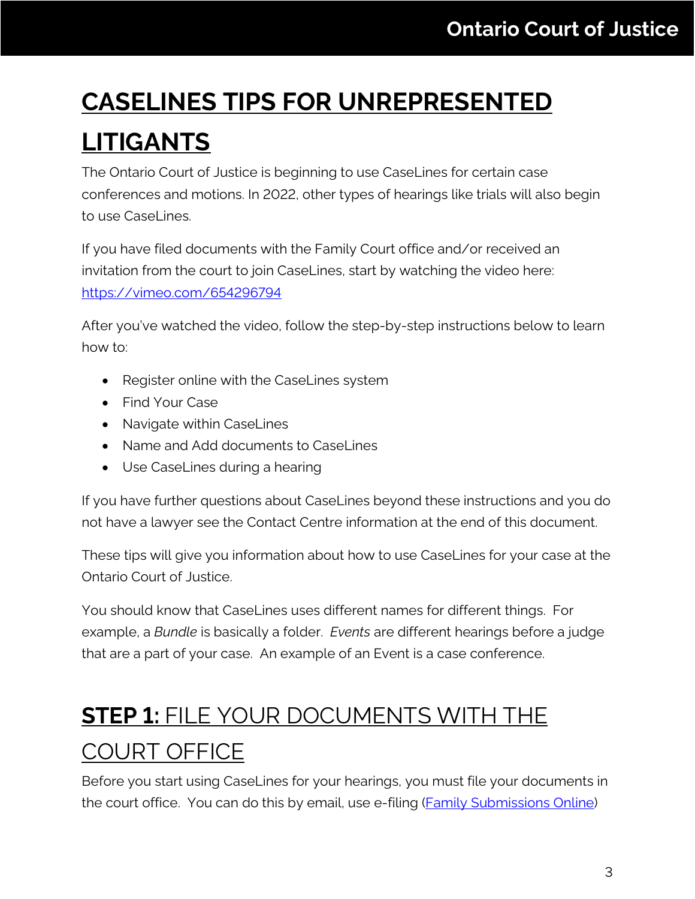# CASELINES TIPS FOR UNREPRESENTED LITIGANTS

The Ontario Court of Justice is beginning to use CaseLines for certain case conferences and motions. In 2022, other types of hearings like trials will also begin to use CaseLines.

If you have filed documents with the Family Court office and/or received an invitation from the court to join CaseLines, start by watching the video here: [https://vimeo.com/654296794](https://vimeo.com/654296794)

After you've watched the video, follow the step-by-step instructions below to learn how to:

- Register online with the CaseLines system
- Find Your Case
- Navigate within CaseLines
- Name and Add documents to CaseLines
- Use CaseLines during a hearing

If you have further questions about CaseLines beyond these instructions and you do not have a lawyer see the Contact Centre information at the end of this document.

These tips will give you information about how to use CaseLines for your case at the Ontario Court of Justice.

You should know that CaseLines uses different names for different things. For example, a *Bundle* is basically a folder. *Events* are different hearings before a judge that are a part of your case. An example of an Event is a case conference.

## **STEP 1:** FILE YOUR DOCUMENTS WITH THE COURT OFFICE

Before you start using CaseLines for your hearings, you must file your documents in the court office. You can do this by email, use e-filing ([Family Submissions Online](Family Submissions Online))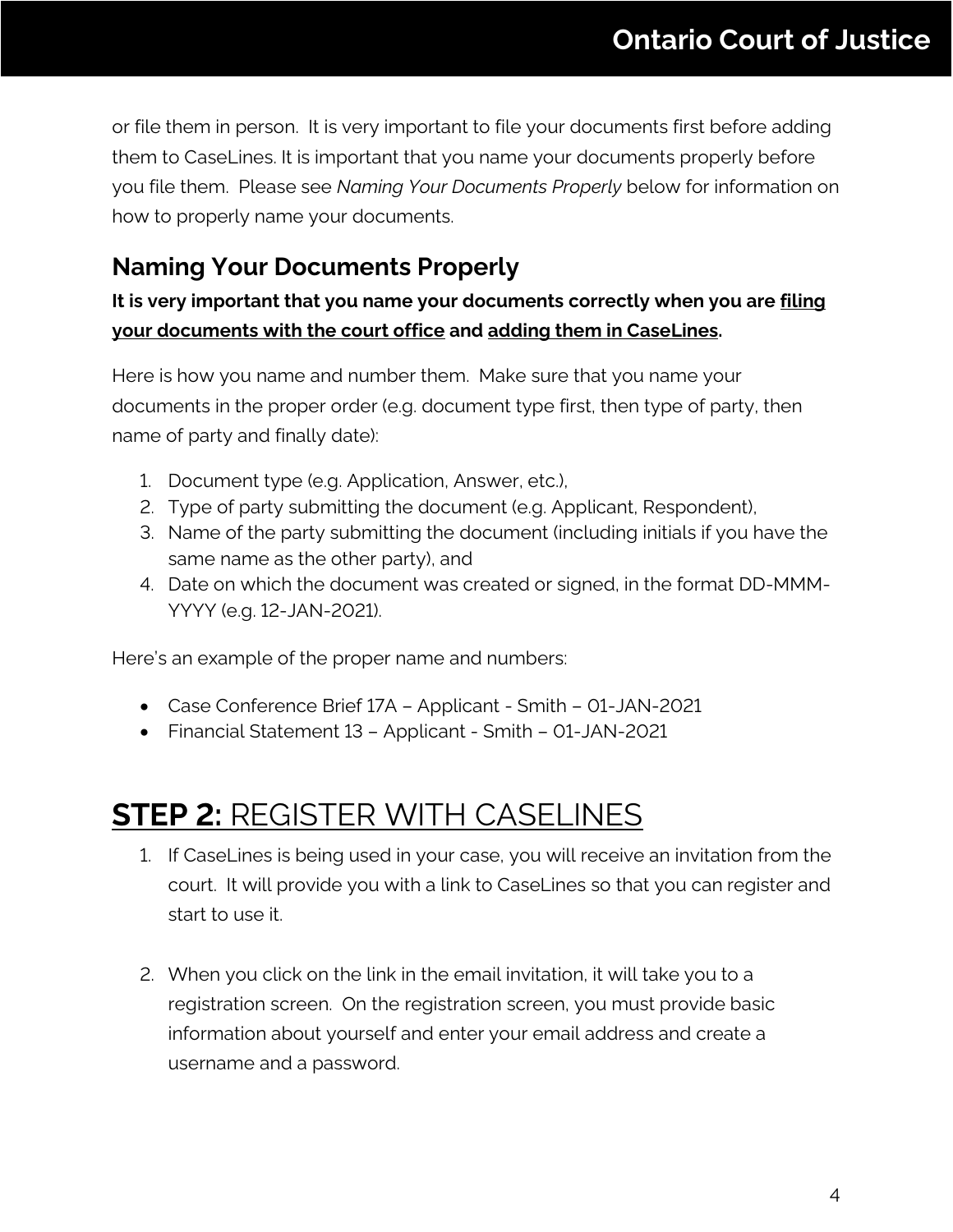or file them in person. It is very important to file your documents first before adding them to CaseLines. It is important that you name your documents properly before you file them. Please see *Naming Your Documents Properly* below for information on how to properly name your documents.

## Naming Your Documents Properly

**It is very important that you name your documents correctly when you are <u>filing your documents with the court office</u> and <u>adding them in CaseLines</u>.**

Here is how you name and number them. Make sure that you name your documents in the proper order (e.g. document type first, then type of party, then name of party and finally date):

1. Document type (e.g. Application, Answer, etc.),
2. Type of party submitting the document (e.g. Applicant, Respondent),
3. Name of the party submitting the document (including initials if you have the same name as the other party), and
4. Date on which the document was created or signed, in the format DD-MMM-YYYY (e.g. 12-JAN-2021).

Here's an example of the proper name and numbers:

- Case Conference Brief 17A – Applicant - Smith – 01-JAN-2021
- Financial Statement 13 – Applicant - Smith – 01-JAN-2021

# <u>**STEP 2:** REGISTER WITH CASELINES</u>

1. If CaseLines is being used in your case, you will receive an invitation from the court. It will provide you with a link to CaseLines so that you can register and start to use it.

2. When you click on the link in the email invitation, it will take you to a registration screen. On the registration screen, you must provide basic information about yourself and enter your email address and create a username and a password.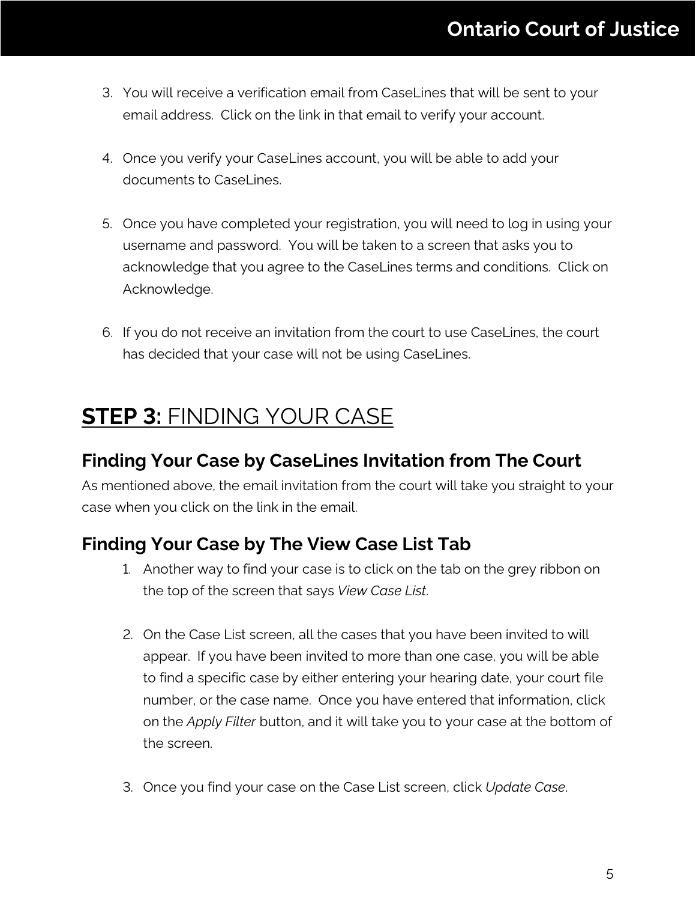3. You will receive a verification email from CaseLines that will be sent to your email address. Click on the link in that email to verify your account.

4. Once you verify your CaseLines account, you will be able to add your documents to CaseLines.

5. Once you have completed your registration, you will need to log in using your username and password. You will be taken to a screen that asks you to acknowledge that you agree to the CaseLines terms and conditions. Click on Acknowledge.

6. If you do not receive an invitation from the court to use CaseLines, the court has decided that your case will not be using CaseLines.

## **STEP 3:** FINDING YOUR CASE

### Finding Your Case by CaseLines Invitation from The Court

As mentioned above, the email invitation from the court will take you straight to your case when you click on the link in the email.

### Finding Your Case by The View Case List Tab

1. Another way to find your case is to click on the tab on the grey ribbon on the top of the screen that says *View Case List*.

2. On the Case List screen, all the cases that you have been invited to will appear. If you have been invited to more than one case, you will be able to find a specific case by either entering your hearing date, your court file number, or the case name. Once you have entered that information, click on the *Apply Filter* button, and it will take you to your case at the bottom of the screen.

3. Once you find your case on the Case List screen, click *Update Case*.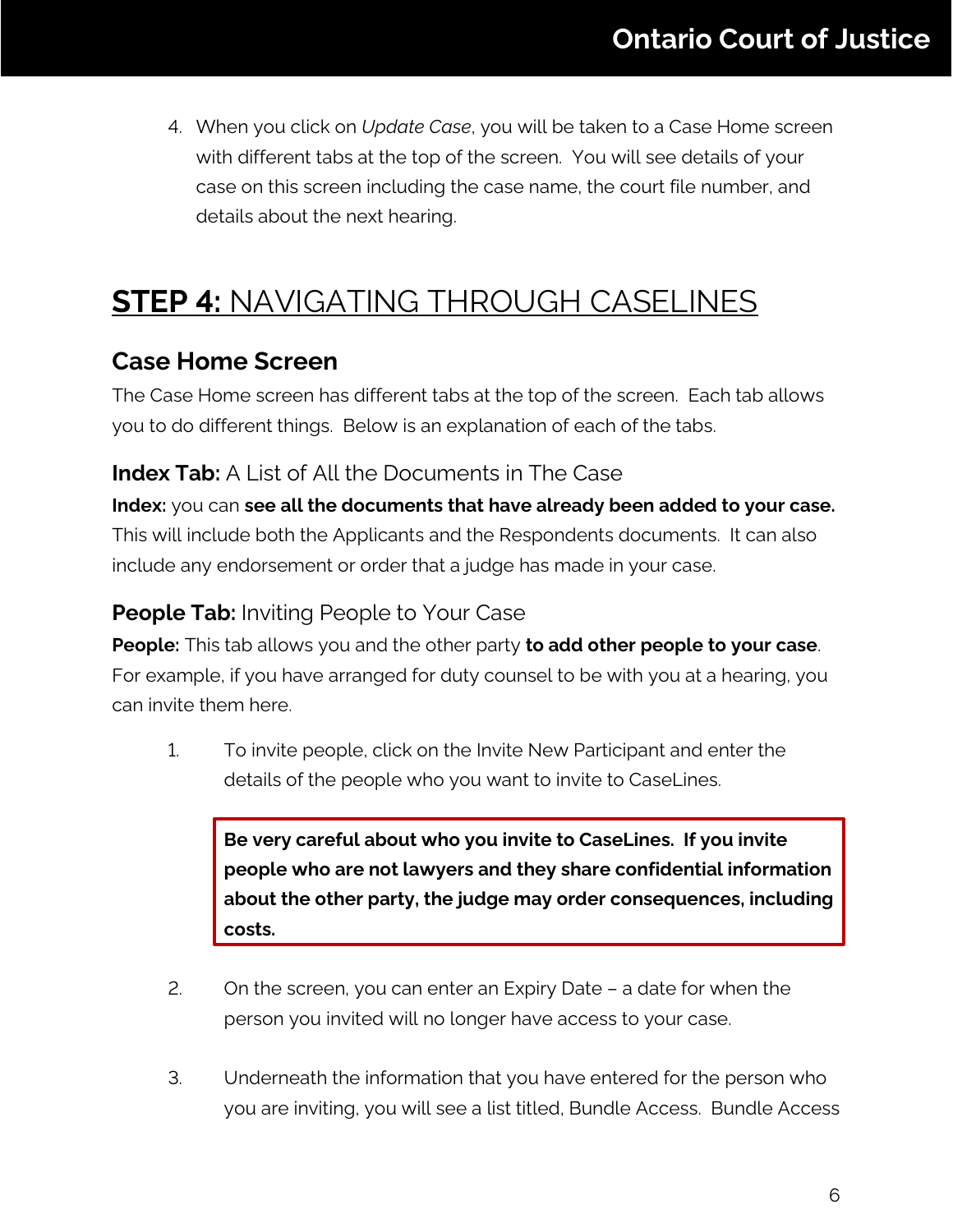4. When you click on *Update Case*, you will be taken to a Case Home screen with different tabs at the top of the screen. You will see details of your case on this screen including the case name, the court file number, and details about the next hearing.

# **STEP 4:** NAVIGATING THROUGH CASELINES

## Case Home Screen

The Case Home screen has different tabs at the top of the screen. Each tab allows you to do different things. Below is an explanation of each of the tabs.

### **Index Tab:** A List of All the Documents in The Case

**Index:** you can **see all the documents that have already been added to your case.** This will include both the Applicants and the Respondents documents. It can also include any endorsement or order that a judge has made in your case.

### **People Tab:** Inviting People to Your Case

**People:** This tab allows you and the other party **to add other people to your case**. For example, if you have arranged for duty counsel to be with you at a hearing, you can invite them here.

1. To invite people, click on the Invite New Participant and enter the details of the people who you want to invite to CaseLines.

   **Be very careful about who you invite to CaseLines. If you invite people who are not lawyers and they share confidential information about the other party, the judge may order consequences, including costs.**

2. On the screen, you can enter an Expiry Date – a date for when the person you invited will no longer have access to your case.

3. Underneath the information that you have entered for the person who you are inviting, you will see a list titled, Bundle Access. Bundle Access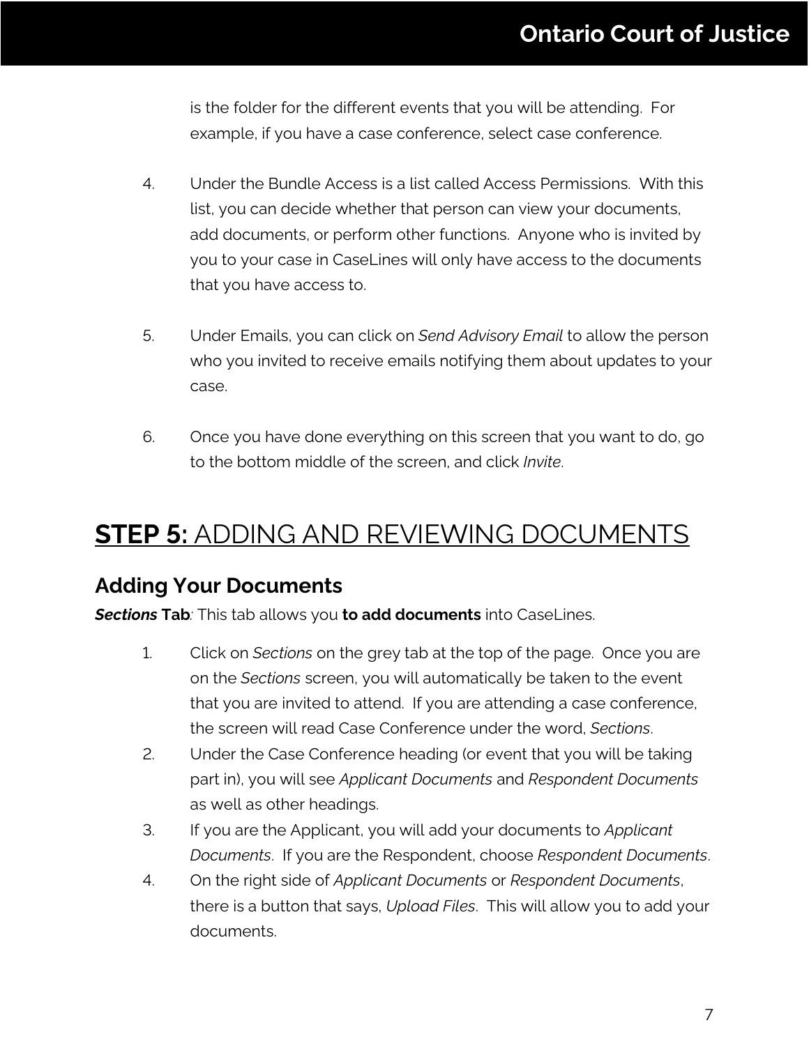is the folder for the different events that you will be attending. For example, if you have a case conference, select case conference.

4. Under the Bundle Access is a list called Access Permissions. With this list, you can decide whether that person can view your documents, add documents, or perform other functions. Anyone who is invited by you to your case in CaseLines will only have access to the documents that you have access to.

5. Under Emails, you can click on *Send Advisory Email* to allow the person who you invited to receive emails notifying them about updates to your case.

6. Once you have done everything on this screen that you want to do, go to the bottom middle of the screen, and click *Invite*.

# **STEP 5:** ADDING AND REVIEWING DOCUMENTS

## Adding Your Documents

***Sections* Tab**: This tab allows you **to add documents** into CaseLines.

1. Click on *Sections* on the grey tab at the top of the page. Once you are on the *Sections* screen, you will automatically be taken to the event that you are invited to attend. If you are attending a case conference, the screen will read Case Conference under the word, *Sections*.
2. Under the Case Conference heading (or event that you will be taking part in), you will see *Applicant Documents* and *Respondent Documents* as well as other headings.
3. If you are the Applicant, you will add your documents to *Applicant Documents*. If you are the Respondent, choose *Respondent Documents*.
4. On the right side of *Applicant Documents* or *Respondent Documents*, there is a button that says, *Upload Files*. This will allow you to add your documents.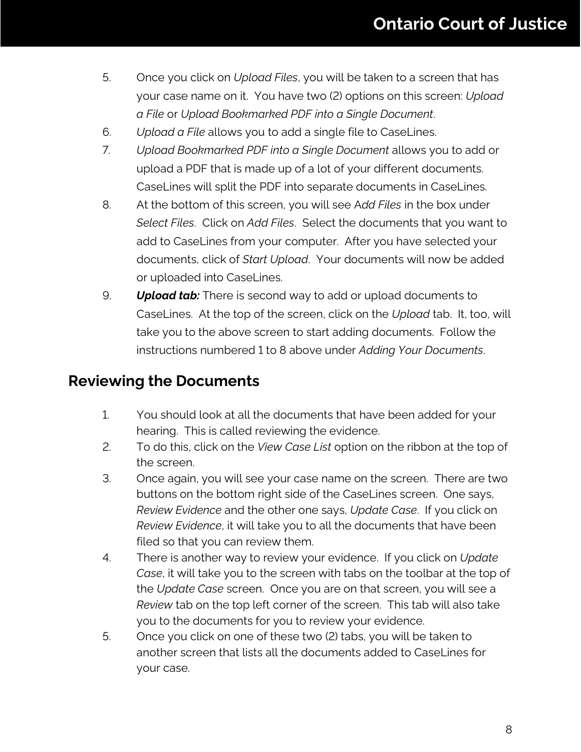5. Once you click on *Upload Files*, you will be taken to a screen that has your case name on it. You have two (2) options on this screen: *Upload a File* or *Upload Bookmarked PDF into a Single Document*.
6. *Upload a File* allows you to add a single file to CaseLines.
7. *Upload Bookmarked PDF into a Single Document* allows you to add or upload a PDF that is made up of a lot of your different documents. CaseLines will split the PDF into separate documents in CaseLines.
8. At the bottom of this screen, you will see A*dd Files* in the box under *Select Files*. Click on *Add Files*. Select the documents that you want to add to CaseLines from your computer. After you have selected your documents, click of *Start Upload*. Your documents will now be added or uploaded into CaseLines.
9. ***Upload tab:*** There is second way to add or upload documents to CaseLines. At the top of the screen, click on the *Upload* tab. It, too, will take you to the above screen to start adding documents. Follow the instructions numbered 1 to 8 above under *Adding Your Documents*.

## Reviewing the Documents

1. You should look at all the documents that have been added for your hearing. This is called reviewing the evidence.
2. To do this, click on the *View Case List* option on the ribbon at the top of the screen.
3. Once again, you will see your case name on the screen. There are two buttons on the bottom right side of the CaseLines screen. One says, *Review Evidence* and the other one says, *Update Case*. If you click on *Review Evidence*, it will take you to all the documents that have been filed so that you can review them.
4. There is another way to review your evidence. If you click on *Update Case*, it will take you to the screen with tabs on the toolbar at the top of the *Update Case* screen. Once you are on that screen, you will see a *Review* tab on the top left corner of the screen. This tab will also take you to the documents for you to review your evidence.
5. Once you click on one of these two (2) tabs, you will be taken to another screen that lists all the documents added to CaseLines for your case.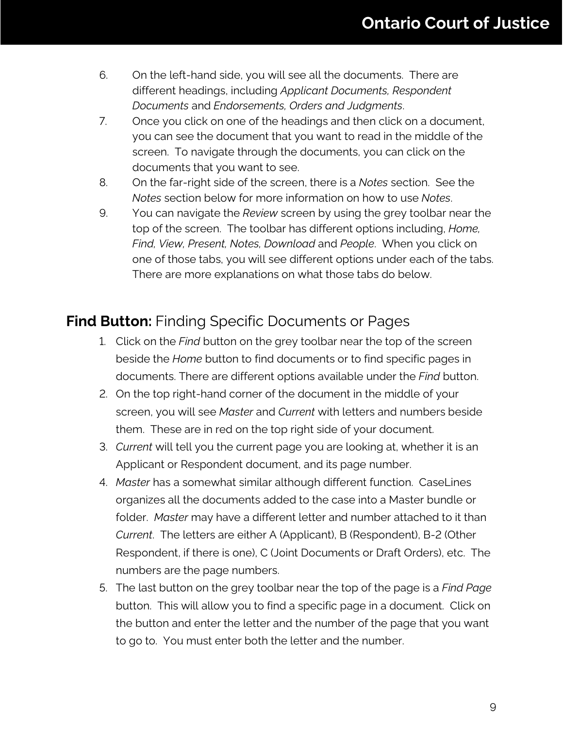6. On the left-hand side, you will see all the documents. There are different headings, including *Applicant Documents, Respondent Documents* and *Endorsements, Orders and Judgments*.
7. Once you click on one of the headings and then click on a document, you can see the document that you want to read in the middle of the screen. To navigate through the documents, you can click on the documents that you want to see.
8. On the far-right side of the screen, there is a *Notes* section. See the *Notes* section below for more information on how to use *Notes*.
9. You can navigate the *Review* screen by using the grey toolbar near the top of the screen. The toolbar has different options including, *Home, Find, View, Present, Notes, Download* and *People*. When you click on one of those tabs, you will see different options under each of the tabs. There are more explanations on what those tabs do below.

## **Find Button:** Finding Specific Documents or Pages

1. Click on the *Find* button on the grey toolbar near the top of the screen beside the *Home* button to find documents or to find specific pages in documents. There are different options available under the *Find* button.
2. On the top right-hand corner of the document in the middle of your screen, you will see *Master* and *Current* with letters and numbers beside them. These are in red on the top right side of your document.
3. *Current* will tell you the current page you are looking at, whether it is an Applicant or Respondent document, and its page number.
4. *Master* has a somewhat similar although different function. CaseLines organizes all the documents added to the case into a Master bundle or folder. *Master* may have a different letter and number attached to it than *Current*. The letters are either A (Applicant), B (Respondent), B-2 (Other Respondent, if there is one), C (Joint Documents or Draft Orders), etc. The numbers are the page numbers.
5. The last button on the grey toolbar near the top of the page is a *Find Page* button. This will allow you to find a specific page in a document. Click on the button and enter the letter and the number of the page that you want to go to. You must enter both the letter and the number.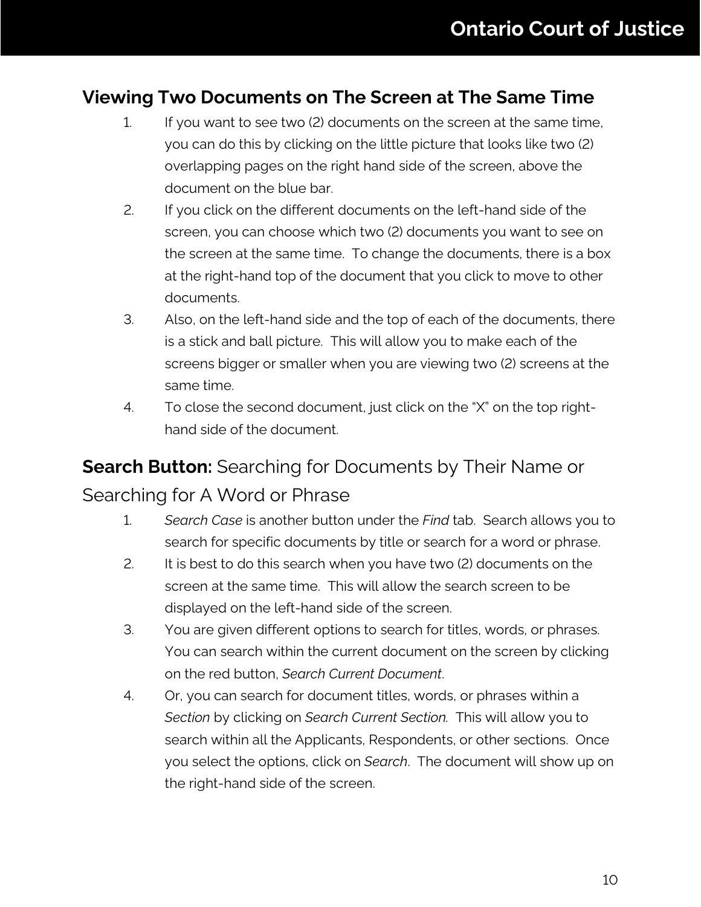## Viewing Two Documents on The Screen at The Same Time

1. If you want to see two (2) documents on the screen at the same time, you can do this by clicking on the little picture that looks like two (2) overlapping pages on the right hand side of the screen, above the document on the blue bar.
2. If you click on the different documents on the left-hand side of the screen, you can choose which two (2) documents you want to see on the screen at the same time. To change the documents, there is a box at the right-hand top of the document that you click to move to other documents.
3. Also, on the left-hand side and the top of each of the documents, there is a stick and ball picture. This will allow you to make each of the screens bigger or smaller when you are viewing two (2) screens at the same time.
4. To close the second document, just click on the "X" on the top right-hand side of the document.

## **Search Button:** Searching for Documents by Their Name or Searching for A Word or Phrase

1. *Search Case* is another button under the *Find* tab. Search allows you to search for specific documents by title or search for a word or phrase.
2. It is best to do this search when you have two (2) documents on the screen at the same time. This will allow the search screen to be displayed on the left-hand side of the screen.
3. You are given different options to search for titles, words, or phrases. You can search within the current document on the screen by clicking on the red button, *Search Current Document*.
4. Or, you can search for document titles, words, or phrases within a *Section* by clicking on *Search Current Section.* This will allow you to search within all the Applicants, Respondents, or other sections. Once you select the options, click on *Search*. The document will show up on the right-hand side of the screen.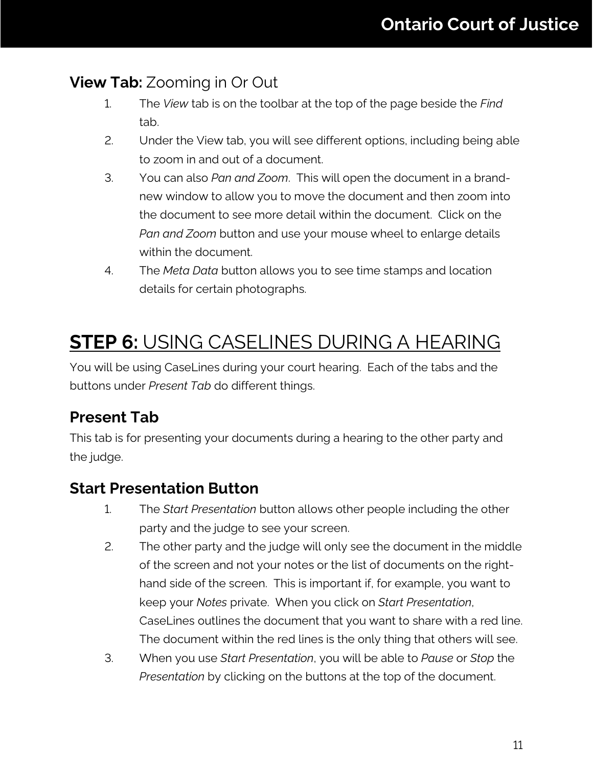## **View Tab:** Zooming in Or Out

1. The *View* tab is on the toolbar at the top of the page beside the *Find* tab.
2. Under the View tab, you will see different options, including being able to zoom in and out of a document.
3. You can also *Pan and Zoom*. This will open the document in a brand-new window to allow you to move the document and then zoom into the document to see more detail within the document. Click on the *Pan and Zoom* button and use your mouse wheel to enlarge details within the document.
4. The *Meta Data* button allows you to see time stamps and location details for certain photographs.

# **STEP 6:** USING CASELINES DURING A HEARING

You will be using CaseLines during your court hearing. Each of the tabs and the buttons under *Present Tab* do different things.

## **Present Tab**

This tab is for presenting your documents during a hearing to the other party and the judge.

## **Start Presentation Button**

1. The *Start Presentation* button allows other people including the other party and the judge to see your screen.
2. The other party and the judge will only see the document in the middle of the screen and not your notes or the list of documents on the right-hand side of the screen. This is important if, for example, you want to keep your *Notes* private. When you click on *Start Presentation*, CaseLines outlines the document that you want to share with a red line. The document within the red lines is the only thing that others will see.
3. When you use *Start Presentation*, you will be able to *Pause* or *Stop* the *Presentation* by clicking on the buttons at the top of the document.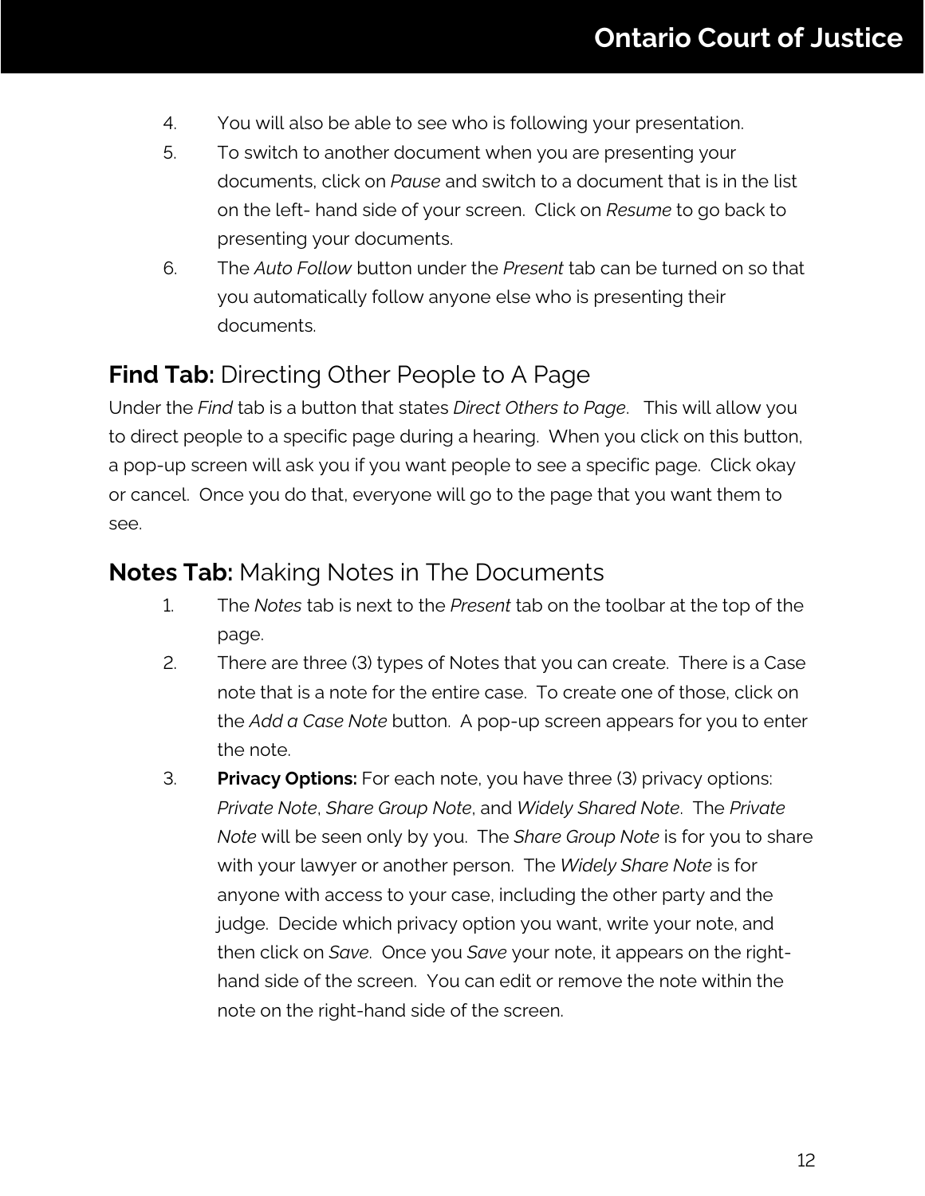4. You will also be able to see who is following your presentation.
5. To switch to another document when you are presenting your documents, click on *Pause* and switch to a document that is in the list on the left- hand side of your screen. Click on *Resume* to go back to presenting your documents.
6. The *Auto Follow* button under the *Present* tab can be turned on so that you automatically follow anyone else who is presenting their documents.

## **Find Tab:** Directing Other People to A Page

Under the *Find* tab is a button that states *Direct Others to Page*. This will allow you to direct people to a specific page during a hearing. When you click on this button, a pop-up screen will ask you if you want people to see a specific page. Click okay or cancel. Once you do that, everyone will go to the page that you want them to see.

## **Notes Tab:** Making Notes in The Documents

1. The *Notes* tab is next to the *Present* tab on the toolbar at the top of the page.
2. There are three (3) types of Notes that you can create. There is a Case note that is a note for the entire case. To create one of those, click on the *Add a Case Note* button. A pop-up screen appears for you to enter the note.
3. **Privacy Options:** For each note, you have three (3) privacy options: *Private Note*, *Share Group Note*, and *Widely Shared Note*. The *Private Note* will be seen only by you. The *Share Group Note* is for you to share with your lawyer or another person. The *Widely Share Note* is for anyone with access to your case, including the other party and the judge. Decide which privacy option you want, write your note, and then click on *Save*. Once you *Save* your note, it appears on the right-hand side of the screen. You can edit or remove the note within the note on the right-hand side of the screen.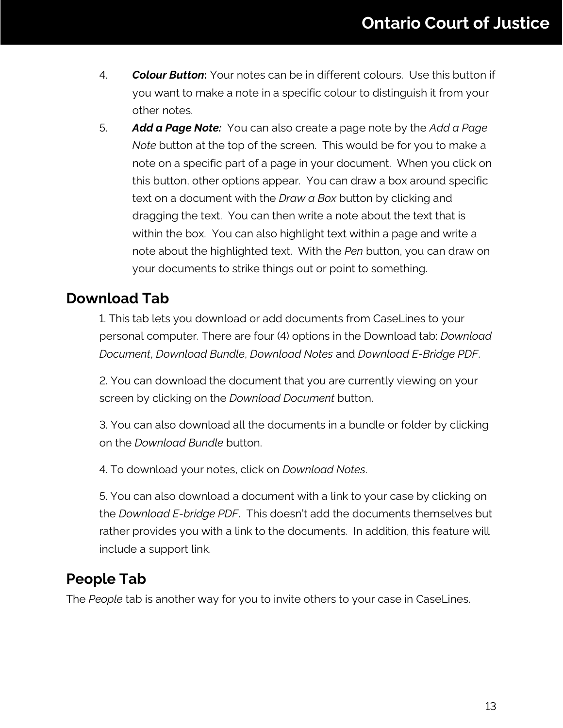4. ***Colour Button*:** Your notes can be in different colours. Use this button if you want to make a note in a specific colour to distinguish it from your other notes.

5. ***Add a Page Note:*** You can also create a page note by the *Add a Page Note* button at the top of the screen. This would be for you to make a note on a specific part of a page in your document. When you click on this button, other options appear. You can draw a box around specific text on a document with the *Draw a Box* button by clicking and dragging the text. You can then write a note about the text that is within the box. You can also highlight text within a page and write a note about the highlighted text. With the *Pen* button, you can draw on your documents to strike things out or point to something.

## Download Tab

1. This tab lets you download or add documents from CaseLines to your personal computer. There are four (4) options in the Download tab: *Download Document*, *Download Bundle*, *Download Notes* and *Download E-Bridge PDF*.

2. You can download the document that you are currently viewing on your screen by clicking on the *Download Document* button.

3. You can also download all the documents in a bundle or folder by clicking on the *Download Bundle* button.

4. To download your notes, click on *Download Notes*.

5. You can also download a document with a link to your case by clicking on the *Download E-bridge PDF*. This doesn't add the documents themselves but rather provides you with a link to the documents. In addition, this feature will include a support link.

## People Tab

The *People* tab is another way for you to invite others to your case in CaseLines.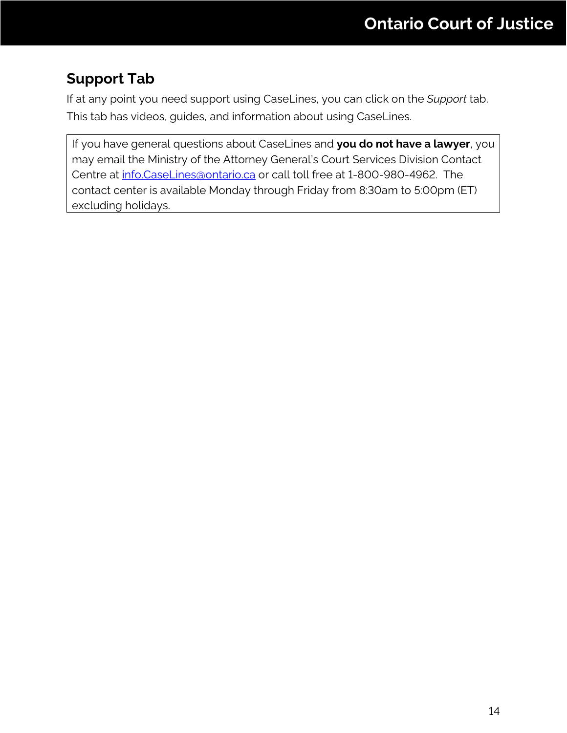## Support Tab

If at any point you need support using CaseLines, you can click on the *Support* tab. This tab has videos, guides, and information about using CaseLines.

If you have general questions about CaseLines and **you do not have a lawyer**, you may email the Ministry of the Attorney General's Court Services Division Contact Centre at info.CaseLines@ontario.ca or call toll free at 1-800-980-4962. The contact center is available Monday through Friday from 8:30am to 5:00pm (ET) excluding holidays.